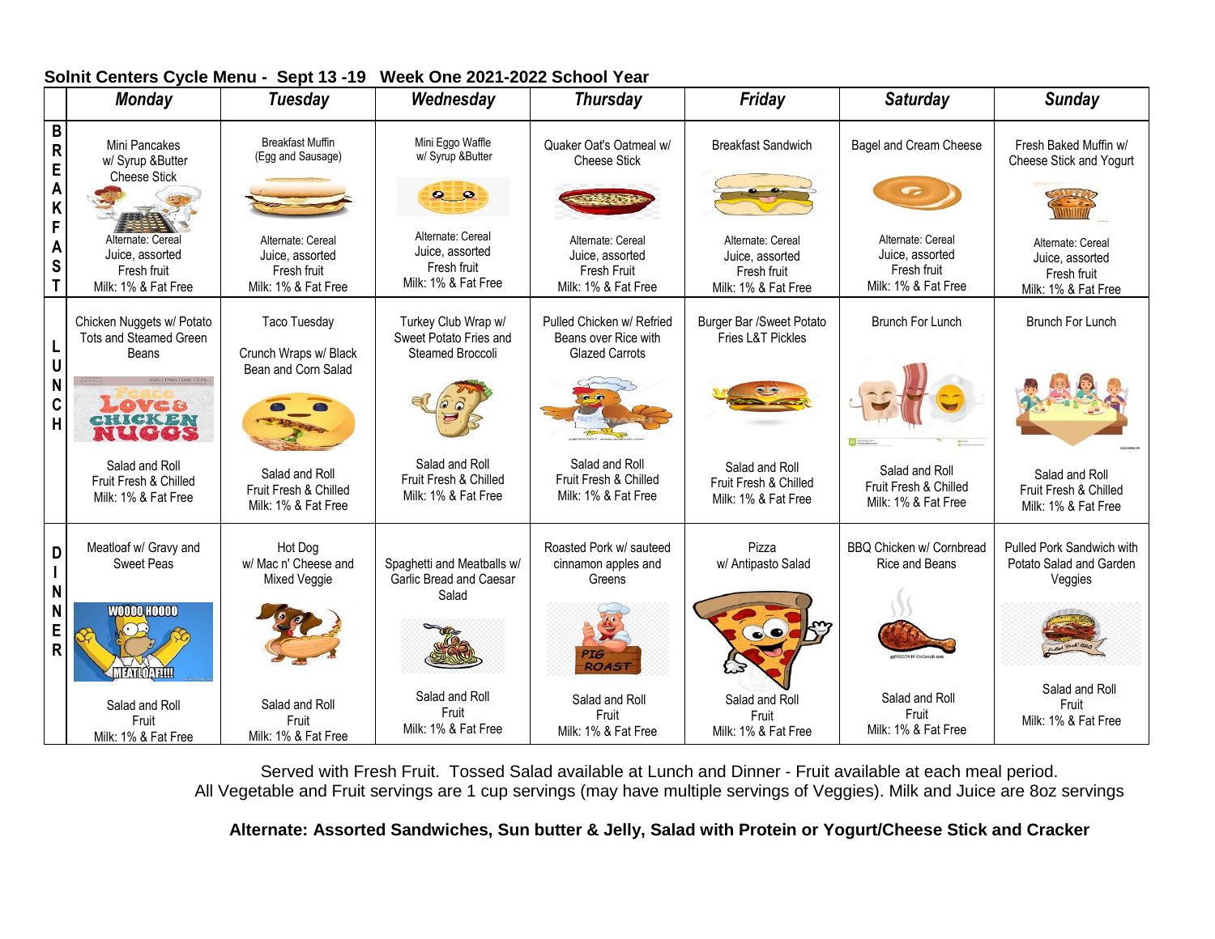**Solnit Centers Cycle Menu - Sept 13 -19 Week One 2021-2022 School Year**

| | Monday | Tuesday | Wednesday | Thursday | Friday | Saturday | Sunday |
|---|---|---|---|---|---|---|---|
| BREAKFAST | Mini Pancakes w/ Syrup &Butter Cheese Stick<br>Alternate: Cereal<br>Juice, assorted<br>Fresh fruit<br>Milk: 1% & Fat Free | Breakfast Muffin (Egg and Sausage)<br>Alternate: Cereal<br>Juice, assorted<br>Fresh fruit<br>Milk: 1% & Fat Free | Mini Eggo Waffle w/ Syrup &Butter<br>Alternate: Cereal<br>Juice, assorted<br>Fresh fruit<br>Milk: 1% & Fat Free | Quaker Oat's Oatmeal w/ Cheese Stick<br>Alternate: Cereal<br>Juice, assorted<br>Fresh Fruit<br>Milk: 1% & Fat Free | Breakfast Sandwich<br>Alternate: Cereal<br>Juice, assorted<br>Fresh fruit<br>Milk: 1% & Fat Free | Bagel and Cream Cheese<br>Alternate: Cereal<br>Juice, assorted<br>Fresh fruit<br>Milk: 1% & Fat Free | Fresh Baked Muffin w/ Cheese Stick and Yogurt<br>Alternate: Cereal<br>Juice, assorted<br>Fresh fruit<br>Milk: 1% & Fat Free |
| LUNCH | Chicken Nuggets w/ Potato Tots and Steamed Green Beans<br>Salad and Roll<br>Fruit Fresh & Chilled<br>Milk: 1% & Fat Free | Taco Tuesday<br>Crunch Wraps w/ Black Bean and Corn Salad<br>Salad and Roll<br>Fruit Fresh & Chilled<br>Milk: 1% & Fat Free | Turkey Club Wrap w/ Sweet Potato Fries and Steamed Broccoli<br>Salad and Roll<br>Fruit Fresh & Chilled<br>Milk: 1% & Fat Free | Pulled Chicken w/ Refried Beans over Rice with Glazed Carrots<br>Salad and Roll<br>Fruit Fresh & Chilled<br>Milk: 1% & Fat Free | Burger Bar /Sweet Potato Fries L&T Pickles<br>Salad and Roll<br>Fruit Fresh & Chilled<br>Milk: 1% & Fat Free | Brunch For Lunch<br>Salad and Roll<br>Fruit Fresh & Chilled<br>Milk: 1% & Fat Free | Brunch For Lunch<br>Salad and Roll<br>Fruit Fresh & Chilled<br>Milk: 1% & Fat Free |
| DINNER | Meatloaf w/ Gravy and Sweet Peas<br>Salad and Roll<br>Fruit<br>Milk: 1% & Fat Free | Hot Dog w/ Mac n' Cheese and Mixed Veggie<br>Salad and Roll<br>Fruit<br>Milk: 1% & Fat Free | Spaghetti and Meatballs w/ Garlic Bread and Caesar Salad<br>Salad and Roll<br>Fruit<br>Milk: 1% & Fat Free | Roasted Pork w/ sauteed cinnamon apples and Greens<br>Salad and Roll<br>Fruit<br>Milk: 1% & Fat Free | Pizza w/ Antipasto Salad<br>Salad and Roll<br>Fruit<br>Milk: 1% & Fat Free | BBQ Chicken w/ Cornbread Rice and Beans<br>Salad and Roll<br>Fruit<br>Milk: 1% & Fat Free | Pulled Pork Sandwich with Potato Salad and Garden Veggies<br>Salad and Roll<br>Fruit<br>Milk: 1% & Fat Free |

Served with Fresh Fruit. Tossed Salad available at Lunch and Dinner - Fruit available at each meal period.
All Vegetable and Fruit servings are 1 cup servings (may have multiple servings of Veggies). Milk and Juice are 8oz servings

**Alternate: Assorted Sandwiches, Sun butter & Jelly, Salad with Protein or Yogurt/Cheese Stick and Cracker**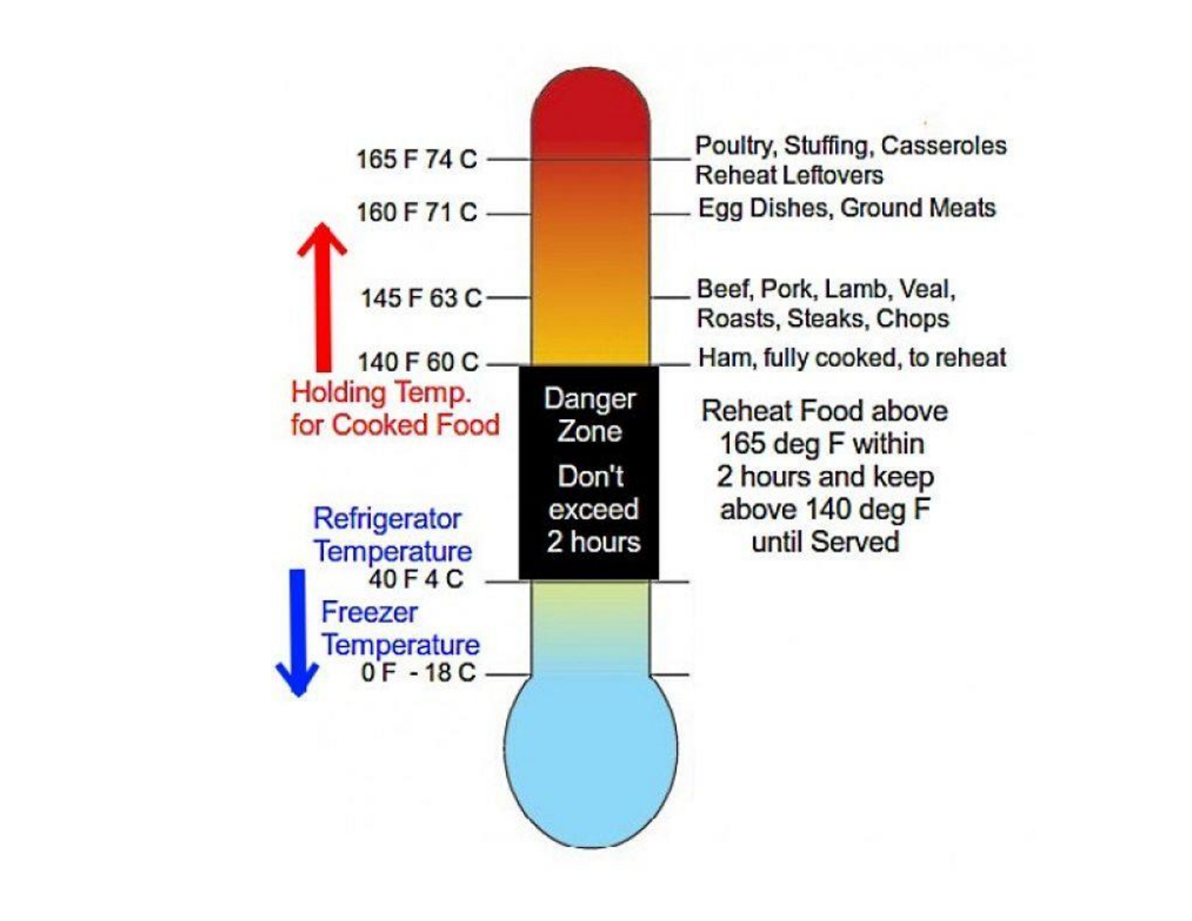165 F 74 C — Poultry, Stuffing, Casseroles, Reheat Leftovers

160 F 71 C — Egg Dishes, Ground Meats

145 F 63 C — Beef, Pork, Lamb, Veal, Roasts, Steaks, Chops

140 F 60 C — Ham, fully cooked, to reheat

Holding Temp. for Cooked Food

Danger Zone

Don't exceed 2 hours

Reheat Food above 165 deg F within 2 hours and keep above 140 deg F until Served

Refrigerator Temperature

40 F 4 C

Freezer Temperature

0 F -18 C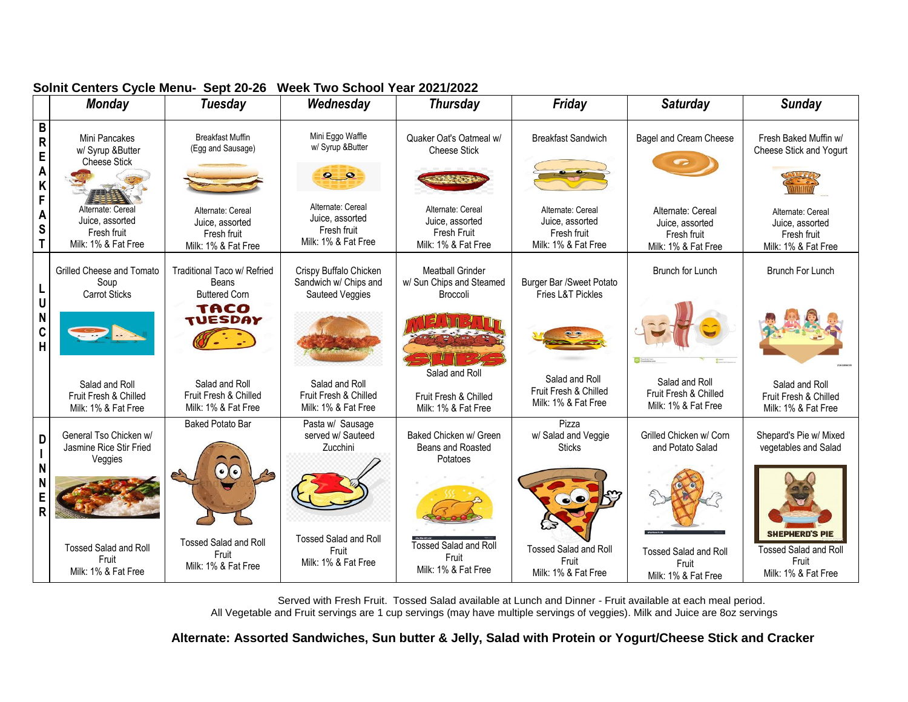**Solnit Centers Cycle Menu- Sept 20-26 Week Two School Year 2021/2022**

| | Monday | Tuesday | Wednesday | Thursday | Friday | Saturday | Sunday |
|---|---|---|---|---|---|---|---|
| BREAKFAST | Mini Pancakes w/ Syrup &Butter Cheese Stick<br>Alternate: Cereal<br>Juice, assorted<br>Fresh fruit<br>Milk: 1% & Fat Free | Breakfast Muffin (Egg and Sausage)<br>Alternate: Cereal<br>Juice, assorted<br>Fresh fruit<br>Milk: 1% & Fat Free | Mini Eggo Waffle w/ Syrup &Butter<br>Alternate: Cereal<br>Juice, assorted<br>Fresh fruit<br>Milk: 1% & Fat Free | Quaker Oat's Oatmeal w/ Cheese Stick<br>Alternate: Cereal<br>Juice, assorted<br>Fresh Fruit<br>Milk: 1% & Fat Free | Breakfast Sandwich<br>Alternate: Cereal<br>Juice, assorted<br>Fresh fruit<br>Milk: 1% & Fat Free | Bagel and Cream Cheese<br>Alternate: Cereal<br>Juice, assorted<br>Fresh fruit<br>Milk: 1% & Fat Free | Fresh Baked Muffin w/ Cheese Stick and Yogurt<br>Alternate: Cereal<br>Juice, assorted<br>Fresh fruit<br>Milk: 1% & Fat Free |
| LUNCH | Grilled Cheese and Tomato Soup<br>Carrot Sticks<br>Salad and Roll<br>Fruit Fresh & Chilled<br>Milk: 1% & Fat Free | Traditional Taco w/ Refried Beans<br>Buttered Corn<br>TACO TUESDAY<br>Salad and Roll<br>Fruit Fresh & Chilled<br>Milk: 1% & Fat Free | Crispy Buffalo Chicken Sandwich w/ Chips and Sauteed Veggies<br>Salad and Roll<br>Fruit Fresh & Chilled<br>Milk: 1% & Fat Free | Meatball Grinder w/ Sun Chips and Steamed Broccoli<br>Salad and Roll<br>Fruit Fresh & Chilled<br>Milk: 1% & Fat Free | Burger Bar /Sweet Potato Fries L&T Pickles<br>Salad and Roll<br>Fruit Fresh & Chilled<br>Milk: 1% & Fat Free | Brunch for Lunch<br>Salad and Roll<br>Fruit Fresh & Chilled<br>Milk: 1% & Fat Free | Brunch For Lunch<br>Salad and Roll<br>Fruit Fresh & Chilled<br>Milk: 1% & Fat Free |
| DINNER | General Tso Chicken w/ Jasmine Rice Stir Fried Veggies<br>Tossed Salad and Roll<br>Fruit<br>Milk: 1% & Fat Free | Baked Potato Bar<br>Tossed Salad and Roll<br>Fruit<br>Milk: 1% & Fat Free | Pasta w/ Sausage served w/ Sauteed Zucchini<br>Tossed Salad and Roll<br>Fruit<br>Milk: 1% & Fat Free | Baked Chicken w/ Green Beans and Roasted Potatoes<br>Tossed Salad and Roll<br>Fruit<br>Milk: 1% & Fat Free | Pizza w/ Salad and Veggie Sticks<br>Tossed Salad and Roll<br>Fruit<br>Milk: 1% & Fat Free | Grilled Chicken w/ Corn and Potato Salad<br>Tossed Salad and Roll<br>Fruit<br>Milk: 1% & Fat Free | Shepard's Pie w/ Mixed vegetables and Salad<br>SHEPHERD'S PIE<br>Tossed Salad and Roll<br>Fruit<br>Milk: 1% & Fat Free |

Served with Fresh Fruit. Tossed Salad available at Lunch and Dinner - Fruit available at each meal period.
All Vegetable and Fruit servings are 1 cup servings (may have multiple servings of veggies). Milk and Juice are 8oz servings

**Alternate: Assorted Sandwiches, Sun butter & Jelly, Salad with Protein or Yogurt/Cheese Stick and Cracker**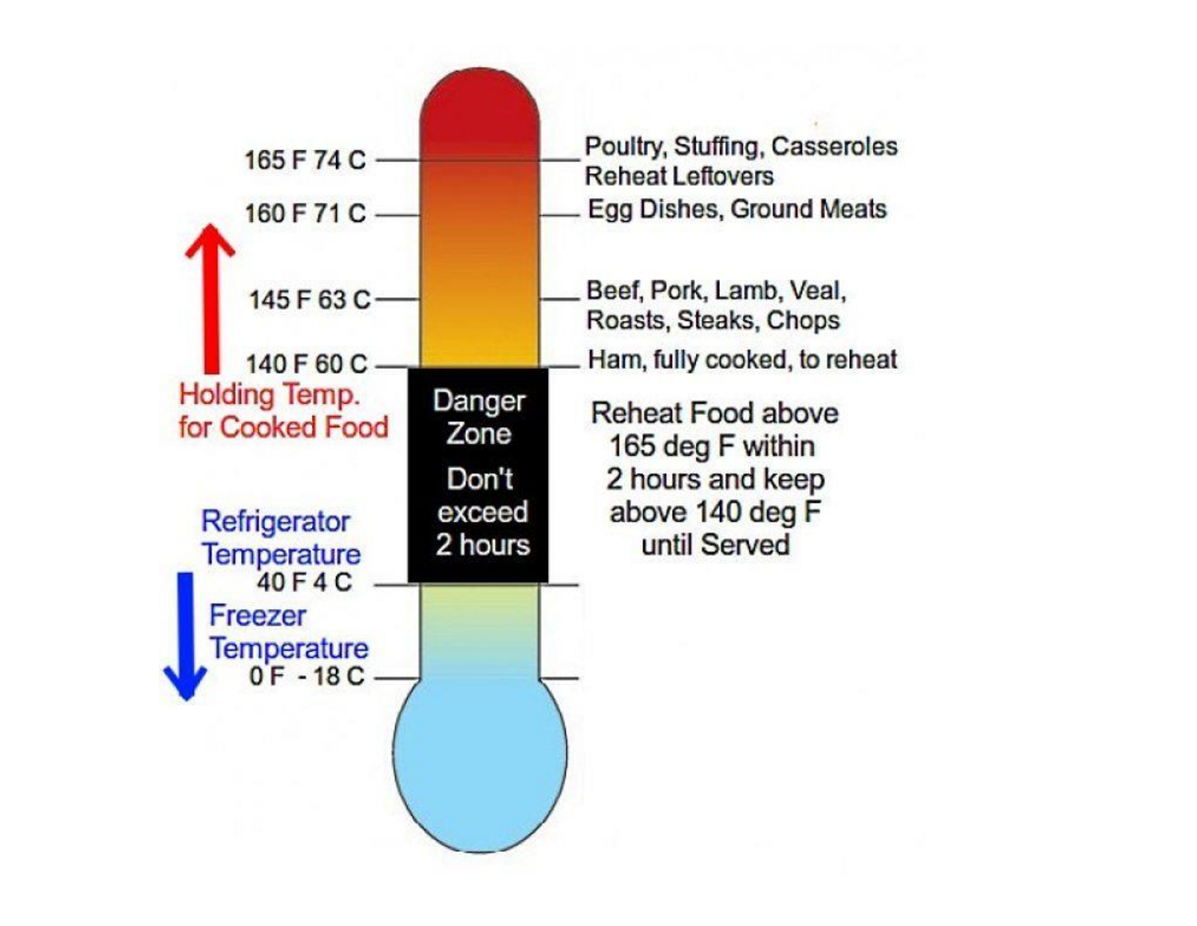165 F 74 C — Poultry, Stuffing, Casseroles, Reheat Leftovers

160 F 71 C — Egg Dishes, Ground Meats

145 F 63 C — Beef, Pork, Lamb, Veal, Roasts, Steaks, Chops

140 F 60 C — Ham, fully cooked, to reheat

Holding Temp. for Cooked Food

**Danger Zone**

Don't exceed 2 hours

Reheat Food above 165 deg F within 2 hours and keep above 140 deg F until Served

Refrigerator Temperature

40 F 4 C

Freezer Temperature

0 F -18 C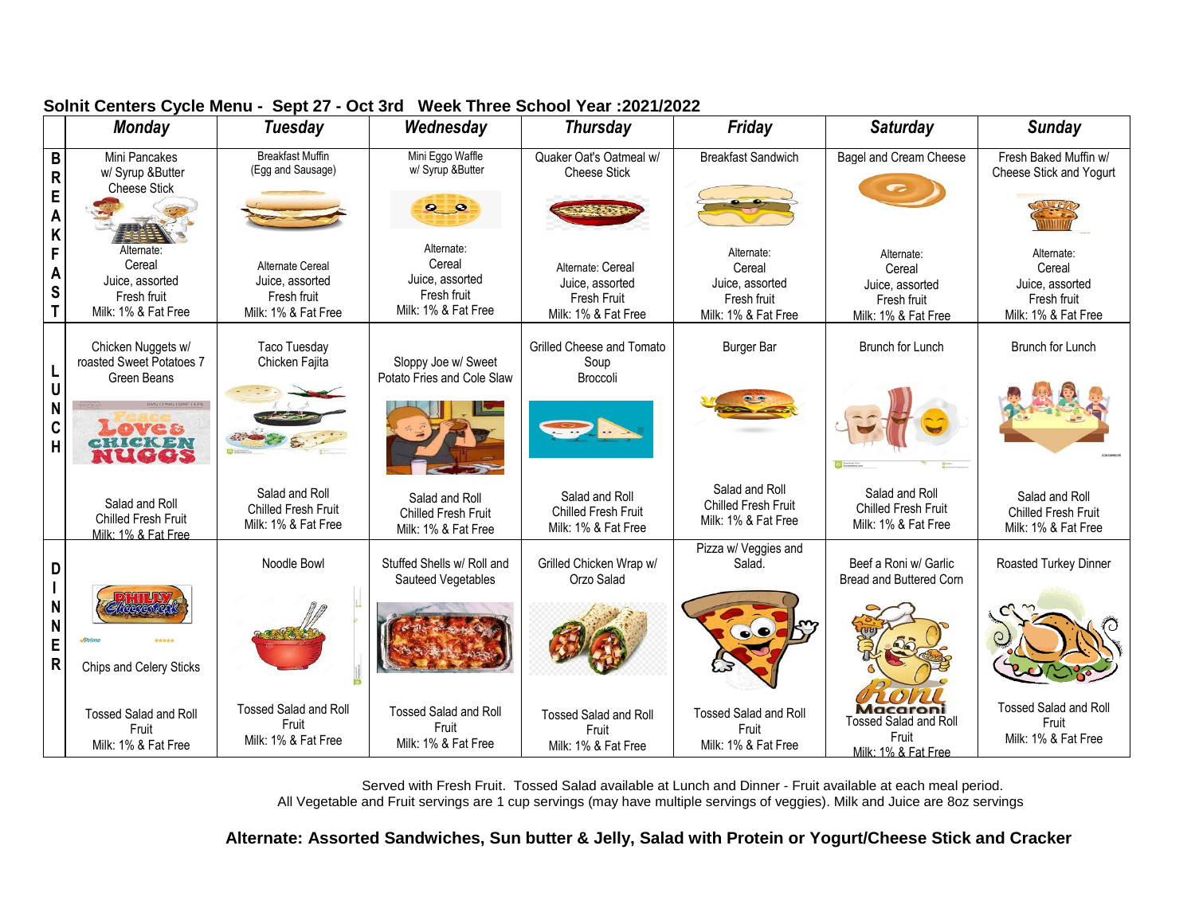## Solnit Centers Cycle Menu - Sept 27 - Oct 3rd Week Three School Year :2021/2022

| | Monday | Tuesday | Wednesday | Thursday | Friday | Saturday | Sunday |
|---|---|---|---|---|---|---|---|
| BREAKFAST | Mini Pancakes w/ Syrup &Butter Cheese Stick<br>Alternate: Cereal Juice, assorted Fresh fruit Milk: 1% & Fat Free | Breakfast Muffin (Egg and Sausage)<br>Alternate Cereal Juice, assorted Fresh fruit Milk: 1% & Fat Free | Mini Eggo Waffle w/ Syrup &Butter<br>Alternate: Cereal Juice, assorted Fresh fruit Milk: 1% & Fat Free | Quaker Oat's Oatmeal w/ Cheese Stick<br>Alternate: Cereal Juice, assorted Fresh fruit Milk: 1% & Fat Free | Breakfast Sandwich<br>Alternate: Cereal Juice, assorted Fresh fruit Milk: 1% & Fat Free | Bagel and Cream Cheese<br>Alternate: Cereal Juice, assorted Fresh fruit Milk: 1% & Fat Free | Fresh Baked Muffin w/ Cheese Stick and Yogurt<br>Alternate: Cereal Juice, assorted Fresh fruit Milk: 1% & Fat Free |
| LUNCH | Chicken Nuggets w/ roasted Sweet Potatoes 7 Green Beans<br>Salad and Roll Chilled Fresh Fruit Milk: 1% & Fat Free | Taco Tuesday Chicken Fajita<br>Salad and Roll Chilled Fresh Fruit Milk: 1% & Fat Free | Sloppy Joe w/ Sweet Potato Fries and Cole Slaw<br>Salad and Roll Chilled Fresh Fruit Milk: 1% & Fat Free | Grilled Cheese and Tomato Soup Broccoli<br>Salad and Roll Chilled Fresh Fruit Milk: 1% & Fat Free | Burger Bar<br>Salad and Roll Chilled Fresh Fruit Milk: 1% & Fat Free | Brunch for Lunch<br>Salad and Roll Chilled Fresh Fruit Milk: 1% & Fat Free | Brunch for Lunch<br>Salad and Roll Chilled Fresh Fruit Milk: 1% & Fat Free |
| DINNER | Philly Cheesesteak Chips and Celery Sticks<br>Tossed Salad and Roll Fruit Milk: 1% & Fat Free | Noodle Bowl<br>Tossed Salad and Roll Fruit Milk: 1% & Fat Free | Stuffed Shells w/ Roll and Sauteed Vegetables<br>Tossed Salad and Roll Fruit Milk: 1% & Fat Free | Grilled Chicken Wrap w/ Orzo Salad<br>Tossed Salad and Roll Fruit Milk: 1% & Fat Free | Pizza w/ Veggies and Salad.<br>Tossed Salad and Roll Fruit Milk: 1% & Fat Free | Beef a Roni w/ Garlic Bread and Buttered Corn<br>Tossed Salad and Roll Fruit Milk: 1% & Fat Free | Roasted Turkey Dinner<br>Tossed Salad and Roll Fruit Milk: 1% & Fat Free |

Served with Fresh Fruit. Tossed Salad available at Lunch and Dinner - Fruit available at each meal period.
All Vegetable and Fruit servings are 1 cup servings (may have multiple servings of veggies). Milk and Juice are 8oz servings

**Alternate: Assorted Sandwiches, Sun butter & Jelly, Salad with Protein or Yogurt/Cheese Stick and Cracker**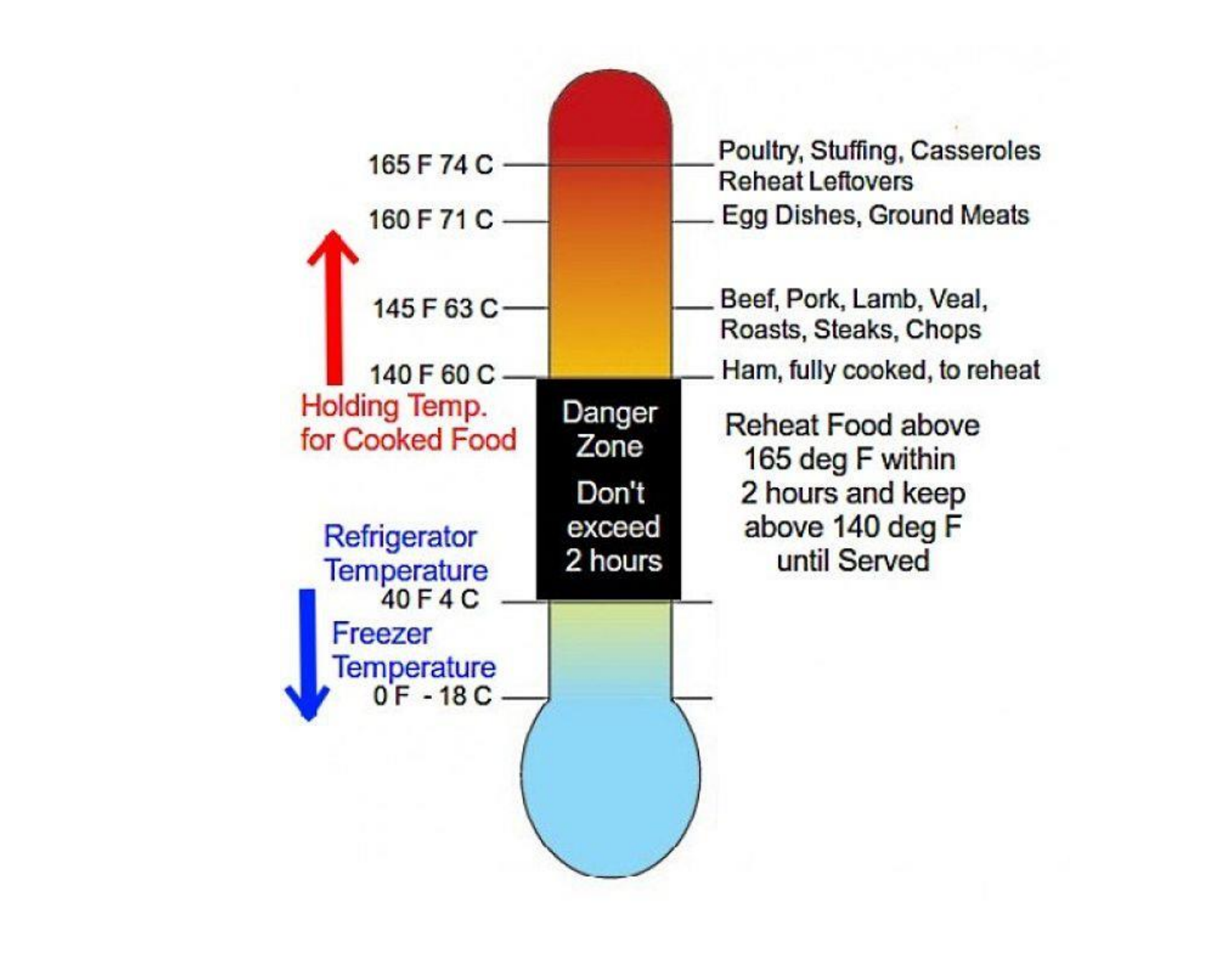165 F 74 C — Poultry, Stuffing, Casseroles Reheat Leftovers

160 F 71 C — Egg Dishes, Ground Meats

145 F 63 C — Beef, Pork, Lamb, Veal, Roasts, Steaks, Chops

140 F 60 C — Ham, fully cooked, to reheat

Holding Temp. for Cooked Food

**Danger Zone**

Don't exceed 2 hours

Reheat Food above 165 deg F within 2 hours and keep above 140 deg F until Served

Refrigerator Temperature

40 F 4 C

Freezer Temperature

0 F -18 C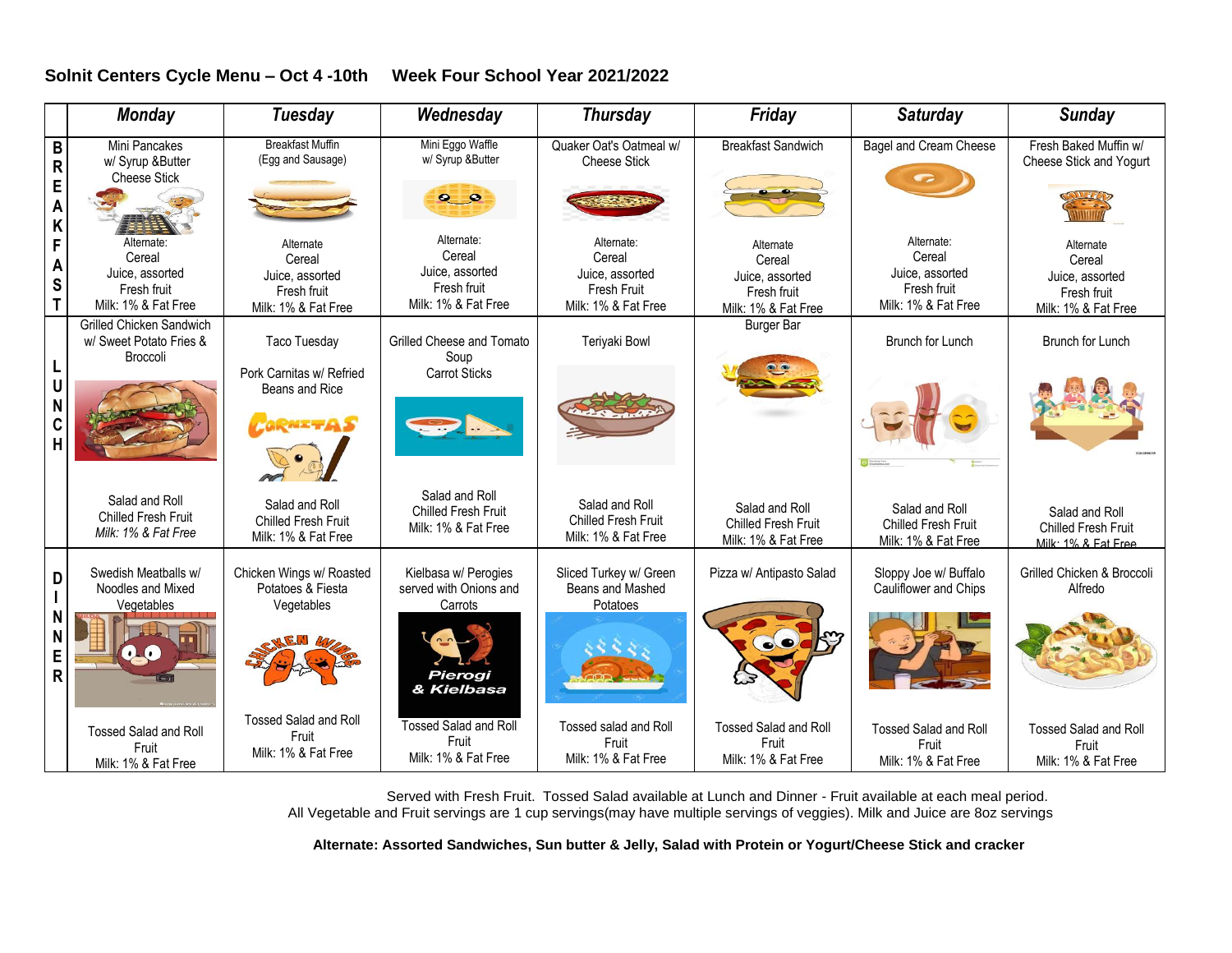**Solnit Centers Cycle Menu – Oct 4 -10th Week Four School Year 2021/2022**

| | *Monday* | *Tuesday* | *Wednesday* | *Thursday* | *Friday* | *Saturday* | *Sunday* |
|---|---|---|---|---|---|---|---|
| **BREAKFAST** | Mini Pancakes w/ Syrup &Butter Cheese Stick<br>Alternate:<br>Cereal<br>Juice, assorted<br>Fresh fruit<br>Milk: 1% & Fat Free | Breakfast Muffin (Egg and Sausage)<br>Alternate<br>Cereal<br>Juice, assorted<br>Fresh fruit<br>Milk: 1% & Fat Free | Mini Eggo Waffle w/ Syrup &Butter<br>Alternate:<br>Cereal<br>Juice, assorted<br>Fresh fruit<br>Milk: 1% & Fat Free | Quaker Oat's Oatmeal w/ Cheese Stick<br>Alternate:<br>Cereal<br>Juice, assorted<br>Fresh Fruit<br>Milk: 1% & Fat Free | Breakfast Sandwich<br>Alternate<br>Cereal<br>Juice, assorted<br>Fresh fruit<br>Milk: 1% & Fat Free | Bagel and Cream Cheese<br>Alternate:<br>Cereal<br>Juice, assorted<br>Fresh fruit<br>Milk: 1% & Fat Free | Fresh Baked Muffin w/ Cheese Stick and Yogurt<br>Alternate<br>Cereal<br>Juice, assorted<br>Fresh fruit<br>Milk: 1% & Fat Free |
| **LUNCH** | Grilled Chicken Sandwich w/ Sweet Potato Fries & Broccoli<br>Salad and Roll<br>Chilled Fresh Fruit<br>*Milk: 1% & Fat Free* | Taco Tuesday<br>Pork Carnitas w/ Refried Beans and Rice<br>Salad and Roll<br>Chilled Fresh Fruit<br>Milk: 1% & Fat Free | Grilled Cheese and Tomato Soup<br>Carrot Sticks<br>Salad and Roll<br>Chilled Fresh Fruit<br>Milk: 1% & Fat Free | Teriyaki Bowl<br>Salad and Roll<br>Chilled Fresh Fruit<br>Milk: 1% & Fat Free | Burger Bar<br>Salad and Roll<br>Chilled Fresh Fruit<br>Milk: 1% & Fat Free | Brunch for Lunch<br>Salad and Roll<br>Chilled Fresh Fruit<br>Milk: 1% & Fat Free | Brunch for Lunch<br>Salad and Roll<br>Chilled Fresh Fruit<br>Milk: 1% & Fat Free |
| **DINNER** | Swedish Meatballs w/ Noodles and Mixed Vegetables<br>Tossed Salad and Roll<br>Fruit<br>Milk: 1% & Fat Free | Chicken Wings w/ Roasted Potatoes & Fiesta Vegetables<br>Tossed Salad and Roll<br>Fruit<br>Milk: 1% & Fat Free | Kielbasa w/ Perogies served with Onions and Carrots<br>Tossed Salad and Roll<br>Fruit<br>Milk: 1% & Fat Free | Sliced Turkey w/ Green Beans and Mashed Potatoes<br>Tossed salad and Roll<br>Fruit<br>Milk: 1% & Fat Free | Pizza w/ Antipasto Salad<br>Tossed Salad and Roll<br>Fruit<br>Milk: 1% & Fat Free | Sloppy Joe w/ Buffalo Cauliflower and Chips<br>Tossed Salad and Roll<br>Fruit<br>Milk: 1% & Fat Free | Grilled Chicken & Broccoli Alfredo<br>Tossed Salad and Roll<br>Fruit<br>Milk: 1% & Fat Free |

Served with Fresh Fruit. Tossed Salad available at Lunch and Dinner - Fruit available at each meal period.
All Vegetable and Fruit servings are 1 cup servings(may have multiple servings of veggies). Milk and Juice are 8oz servings

**Alternate: Assorted Sandwiches, Sun butter & Jelly, Salad with Protein or Yogurt/Cheese Stick and cracker**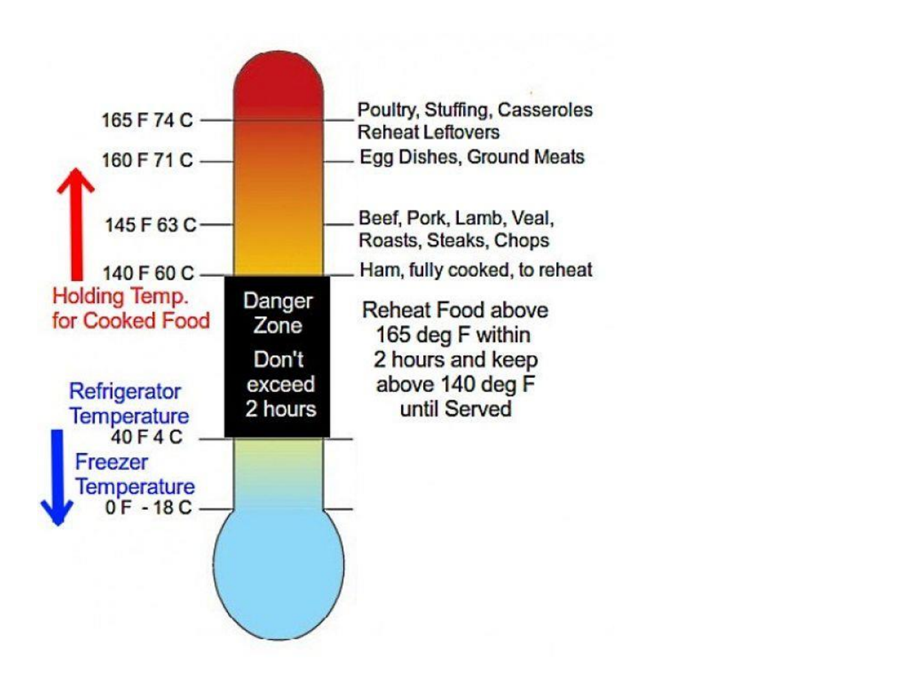165 F 74 C — Poultry, Stuffing, Casseroles, Reheat Leftovers

160 F 71 C — Egg Dishes, Ground Meats

145 F 63 C — Beef, Pork, Lamb, Veal, Roasts, Steaks, Chops

140 F 60 C — Ham, fully cooked, to reheat

Holding Temp. for Cooked Food

Danger Zone

Don't exceed 2 hours

Reheat Food above 165 deg F within 2 hours and keep above 140 deg F until Served

Refrigerator Temperature

40 F 4 C

Freezer Temperature

0 F -18 C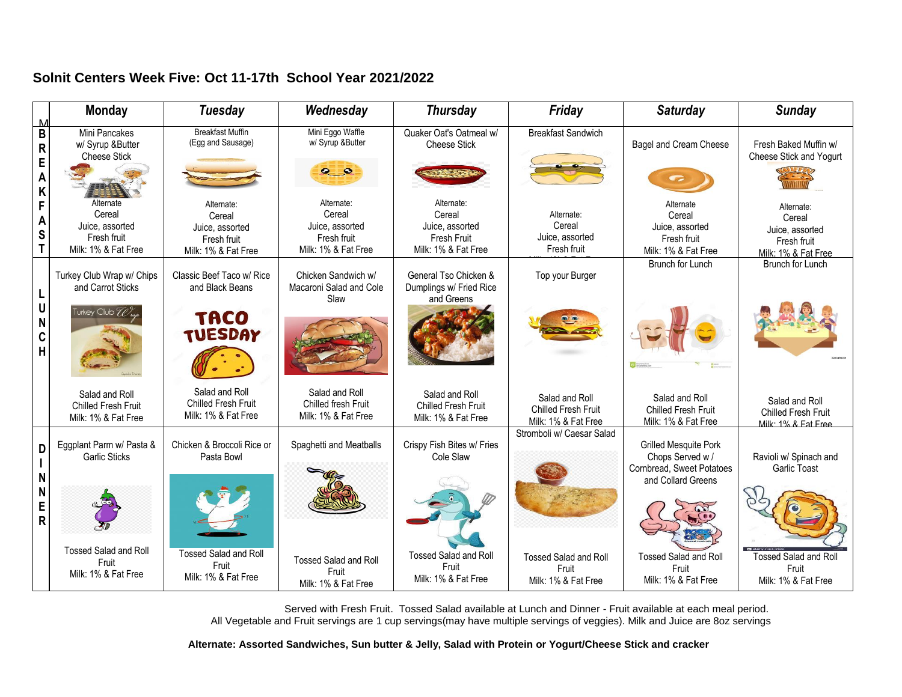## Solnit Centers Week Five: Oct 11-17th School Year 2021/2022

| | Monday | Tuesday | Wednesday | Thursday | Friday | Saturday | Sunday |
|---|---|---|---|---|---|---|---|
| **BREAKFAST** | Mini Pancakes w/ Syrup &Butter Cheese Stick<br>Alternate<br>Cereal<br>Juice, assorted<br>Fresh fruit<br>Milk: 1% & Fat Free | Breakfast Muffin (Egg and Sausage)<br>Alternate:<br>Cereal<br>Juice, assorted<br>Fresh fruit<br>Milk: 1% & Fat Free | Mini Eggo Waffle w/ Syrup &Butter<br>Alternate:<br>Cereal<br>Juice, assorted<br>Fresh fruit<br>Milk: 1% & Fat Free | Quaker Oat's Oatmeal w/ Cheese Stick<br>Alternate:<br>Cereal<br>Juice, assorted<br>Fresh fruit<br>Milk: 1% & Fat Free | Breakfast Sandwich<br>Alternate:<br>Cereal<br>Juice, assorted<br>Fresh fruit<br>Milk: 1% & Fat Free | Bagel and Cream Cheese<br>Alternate<br>Cereal<br>Juice, assorted<br>Fresh fruit<br>Milk: 1% & Fat Free | Fresh Baked Muffin w/ Cheese Stick and Yogurt<br>Alternate:<br>Cereal<br>Juice, assorted<br>Fresh fruit<br>Milk: 1% & Fat Free |
| **LUNCH** | Turkey Club Wrap w/ Chips and Carrot Sticks<br>Salad and Roll<br>Chilled Fresh Fruit<br>Milk: 1% & Fat Free | Classic Beef Taco w/ Rice and Black Beans<br>TACO TUESDAY<br>Salad and Roll<br>Chilled Fresh Fruit<br>Milk: 1% & Fat Free | Chicken Sandwich w/ Macaroni Salad and Cole Slaw<br>Salad and Roll<br>Chilled fresh Fruit<br>Milk: 1% & Fat Free | General Tso Chicken & Dumplings w/ Fried Rice and Greens<br>Salad and Roll<br>Chilled Fresh Fruit<br>Milk: 1% & Fat Free | Top your Burger<br>Salad and Roll<br>Chilled Fresh Fruit<br>Milk: 1% & Fat Free | Brunch for Lunch<br>Salad and Roll<br>Chilled Fresh Fruit<br>Milk: 1% & Fat Free | Brunch for Lunch<br>Salad and Roll<br>Chilled Fresh Fruit<br>Milk: 1% & Fat Free |
| **DINNER** | Eggplant Parm w/ Pasta & Garlic Sticks<br>Tossed Salad and Roll<br>Fruit<br>Milk: 1% & Fat Free | Chicken & Broccoli Rice or Pasta Bowl<br>Tossed Salad and Roll<br>Fruit<br>Milk: 1% & Fat Free | Spaghetti and Meatballs<br>Tossed Salad and Roll<br>Fruit<br>Milk: 1% & Fat Free | Crispy Fish Bites w/ Fries Cole Slaw<br>Tossed Salad and Roll<br>Fruit<br>Milk: 1% & Fat Free | Stromboli w/ Caesar Salad<br>Tossed Salad and Roll<br>Fruit<br>Milk: 1% & Fat Free | Grilled Mesquite Pork Chops Served w / Cornbread, Sweet Potatoes and Collard Greens<br>Tossed Salad and Roll<br>Fruit<br>Milk: 1% & Fat Free | Ravioli w/ Spinach and Garlic Toast<br>Tossed Salad and Roll<br>Fruit<br>Milk: 1% & Fat Free |

Served with Fresh Fruit. Tossed Salad available at Lunch and Dinner - Fruit available at each meal period.
All Vegetable and Fruit servings are 1 cup servings(may have multiple servings of veggies). Milk and Juice are 8oz servings

**Alternate: Assorted Sandwiches, Sun butter & Jelly, Salad with Protein or Yogurt/Cheese Stick and cracker**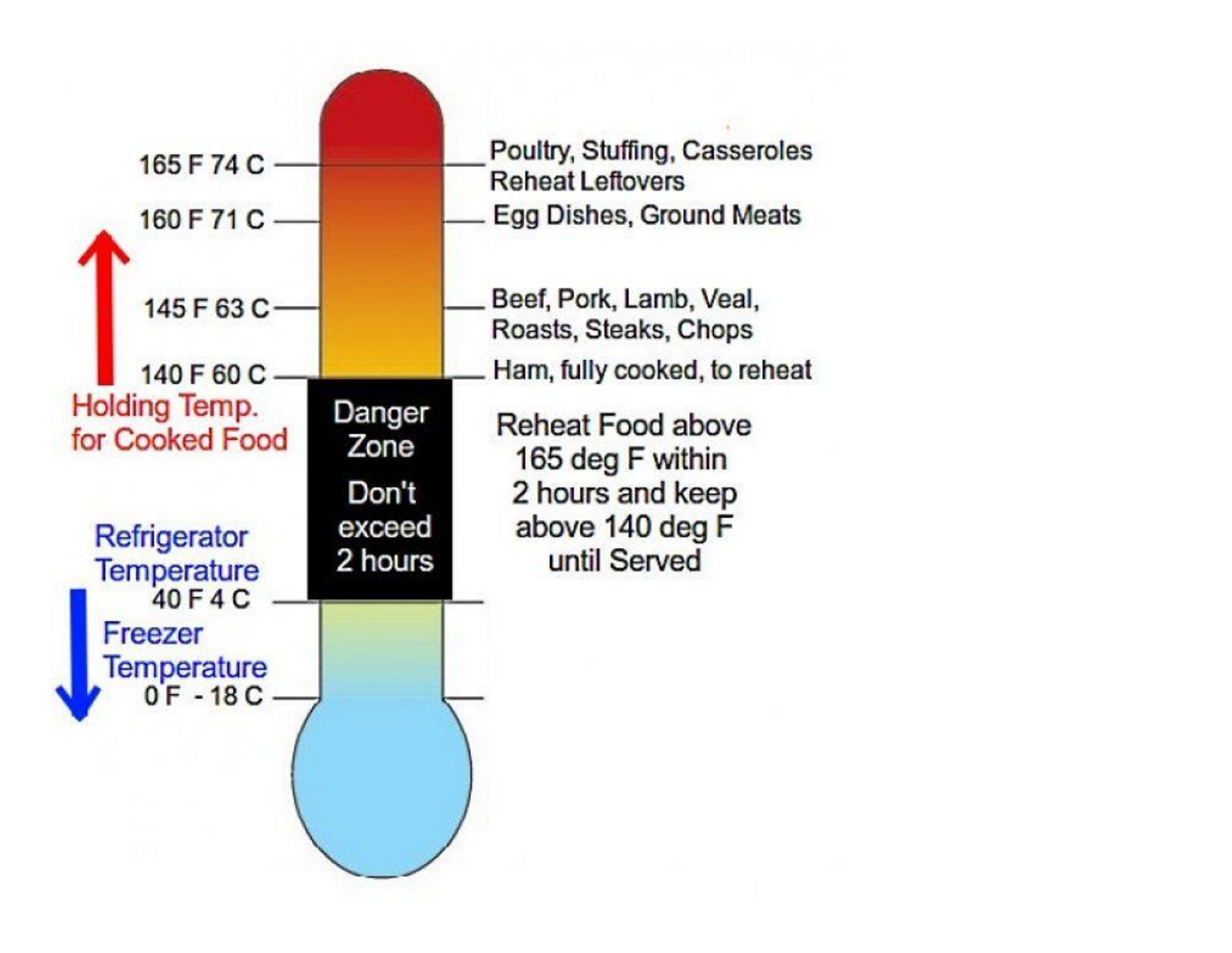165 F 74 C

160 F 71 C

145 F 63 C

140 F 60 C

Holding Temp. for Cooked Food

Refrigerator Temperature

40 F 4 C

Freezer Temperature

0 F -18 C

Danger Zone

Don't exceed 2 hours

Poultry, Stuffing, Casseroles Reheat Leftovers

Egg Dishes, Ground Meats

Beef, Pork, Lamb, Veal, Roasts, Steaks, Chops

Ham, fully cooked, to reheat

Reheat Food above 165 deg F within 2 hours and keep above 140 deg F until Served